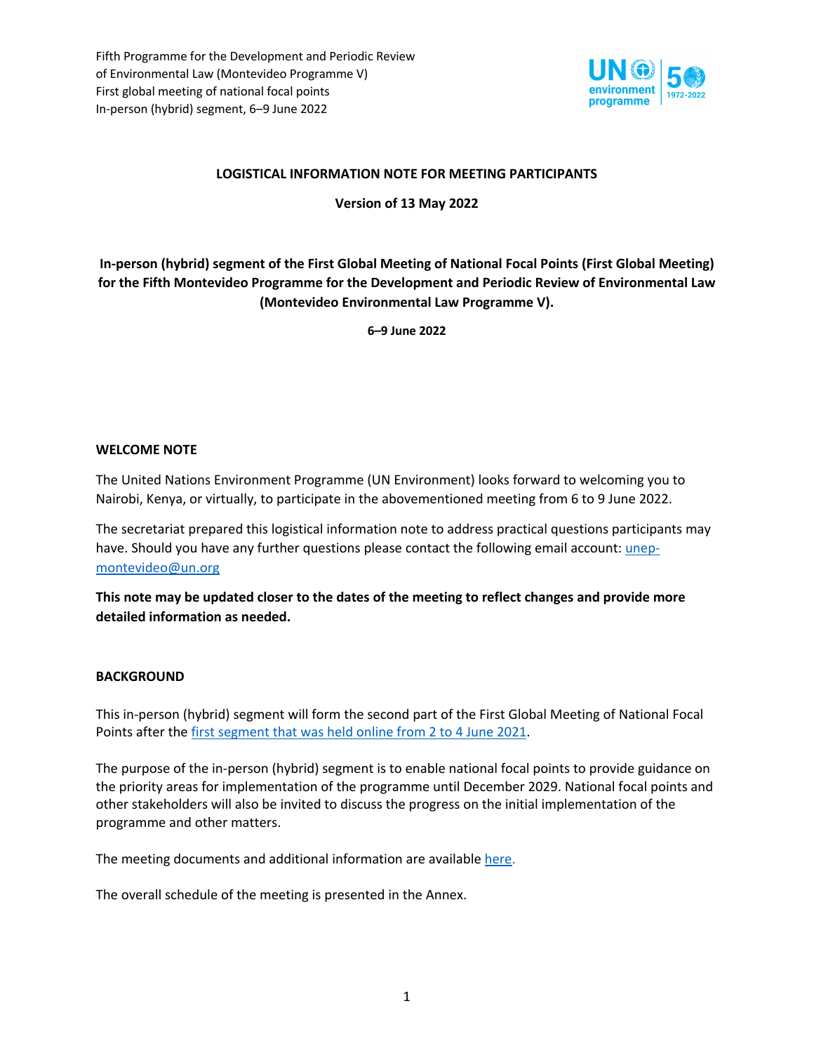Fifth Programme for the Development and Periodic Review of Environmental Law (Montevideo Programme V)
First global meeting of national focal points
In-person (hybrid) segment, 6–9 June 2022

**LOGISTICAL INFORMATION NOTE FOR MEETING PARTICIPANTS**

**Version of 13 May 2022**

**In-person (hybrid) segment of the First Global Meeting of National Focal Points (First Global Meeting) for the Fifth Montevideo Programme for the Development and Periodic Review of Environmental Law (Montevideo Environmental Law Programme V).**

**6–9 June 2022**

## WELCOME NOTE

The United Nations Environment Programme (UN Environment) looks forward to welcoming you to Nairobi, Kenya, or virtually, to participate in the abovementioned meeting from 6 to 9 June 2022.

The secretariat prepared this logistical information note to address practical questions participants may have. Should you have any further questions please contact the following email account: unep-montevideo@un.org

**This note may be updated closer to the dates of the meeting to reflect changes and provide more detailed information as needed.**

## BACKGROUND

This in-person (hybrid) segment will form the second part of the First Global Meeting of National Focal Points after the first segment that was held online from 2 to 4 June 2021.

The purpose of the in-person (hybrid) segment is to enable national focal points to provide guidance on the priority areas for implementation of the programme until December 2029. National focal points and other stakeholders will also be invited to discuss the progress on the initial implementation of the programme and other matters.

The meeting documents and additional information are available here.

The overall schedule of the meeting is presented in the Annex.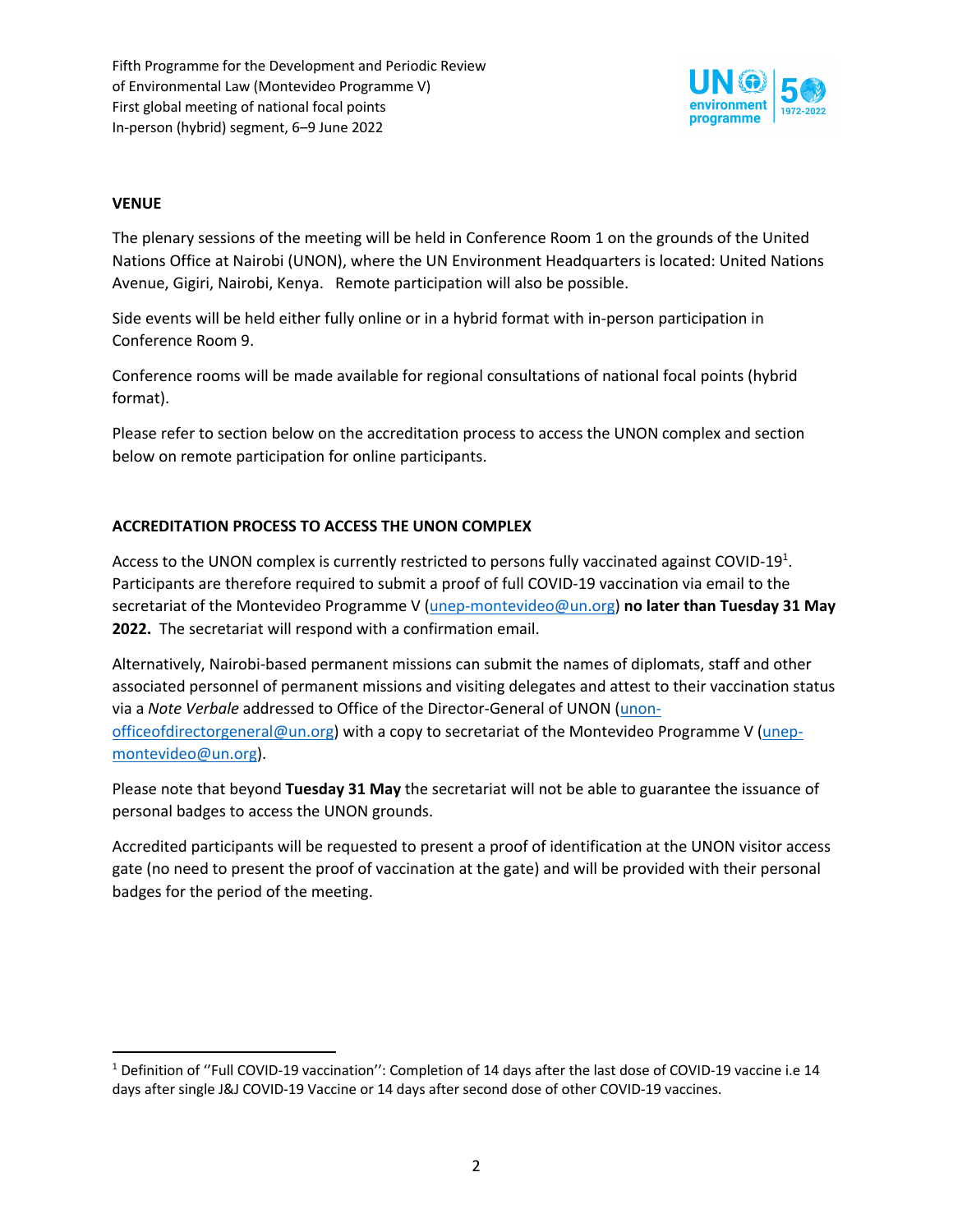## VENUE

The plenary sessions of the meeting will be held in Conference Room 1 on the grounds of the United Nations Office at Nairobi (UNON), where the UN Environment Headquarters is located: United Nations Avenue, Gigiri, Nairobi, Kenya. Remote participation will also be possible.

Side events will be held either fully online or in a hybrid format with in-person participation in Conference Room 9.

Conference rooms will be made available for regional consultations of national focal points (hybrid format).

Please refer to section below on the accreditation process to access the UNON complex and section below on remote participation for online participants.

## ACCREDITATION PROCESS TO ACCESS THE UNON COMPLEX

Access to the UNON complex is currently restricted to persons fully vaccinated against COVID-19[1]. Participants are therefore required to submit a proof of full COVID-19 vaccination via email to the secretariat of the Montevideo Programme V (unep-montevideo@un.org) **no later than Tuesday 31 May 2022.** The secretariat will respond with a confirmation email.

Alternatively, Nairobi-based permanent missions can submit the names of diplomats, staff and other associated personnel of permanent missions and visiting delegates and attest to their vaccination status via a *Note Verbale* addressed to Office of the Director-General of UNON (unon-officeofdirectorgeneral@un.org) with a copy to secretariat of the Montevideo Programme V (unep-montevideo@un.org).

Please note that beyond **Tuesday 31 May** the secretariat will not be able to guarantee the issuance of personal badges to access the UNON grounds.

Accredited participants will be requested to present a proof of identification at the UNON visitor access gate (no need to present the proof of vaccination at the gate) and will be provided with their personal badges for the period of the meeting.

[1] Definition of ''Full COVID-19 vaccination'': Completion of 14 days after the last dose of COVID-19 vaccine i.e 14 days after single J&J COVID-19 Vaccine or 14 days after second dose of other COVID-19 vaccines.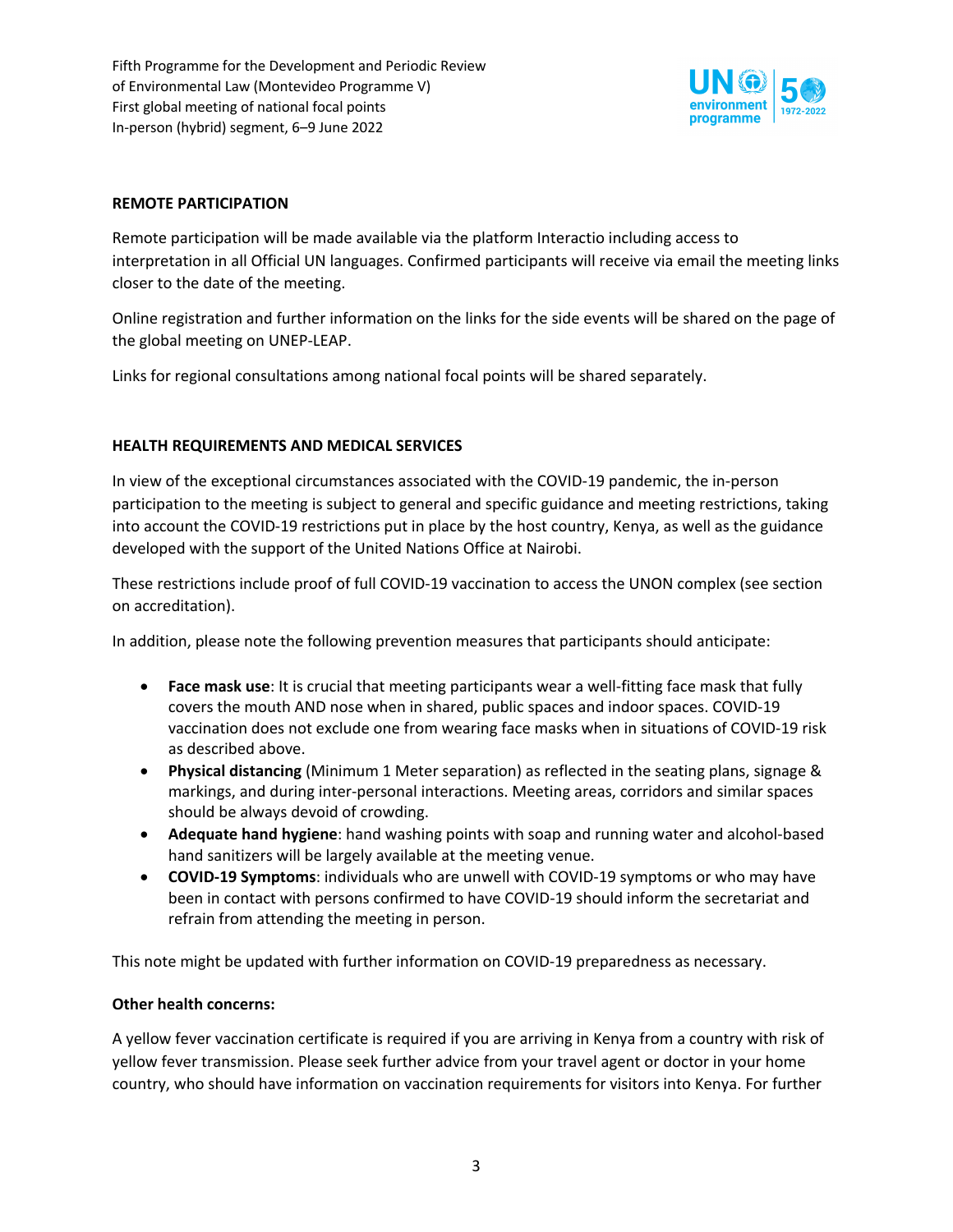## REMOTE PARTICIPATION

Remote participation will be made available via the platform Interactio including access to interpretation in all Official UN languages. Confirmed participants will receive via email the meeting links closer to the date of the meeting.

Online registration and further information on the links for the side events will be shared on the page of the global meeting on UNEP-LEAP.

Links for regional consultations among national focal points will be shared separately.

## HEALTH REQUIREMENTS AND MEDICAL SERVICES

In view of the exceptional circumstances associated with the COVID-19 pandemic, the in-person participation to the meeting is subject to general and specific guidance and meeting restrictions, taking into account the COVID-19 restrictions put in place by the host country, Kenya, as well as the guidance developed with the support of the United Nations Office at Nairobi.

These restrictions include proof of full COVID-19 vaccination to access the UNON complex (see section on accreditation).

In addition, please note the following prevention measures that participants should anticipate:

- **Face mask use**: It is crucial that meeting participants wear a well-fitting face mask that fully covers the mouth AND nose when in shared, public spaces and indoor spaces. COVID-19 vaccination does not exclude one from wearing face masks when in situations of COVID-19 risk as described above.
- **Physical distancing** (Minimum 1 Meter separation) as reflected in the seating plans, signage & markings, and during inter-personal interactions. Meeting areas, corridors and similar spaces should be always devoid of crowding.
- **Adequate hand hygiene**: hand washing points with soap and running water and alcohol-based hand sanitizers will be largely available at the meeting venue.
- **COVID-19 Symptoms**: individuals who are unwell with COVID-19 symptoms or who may have been in contact with persons confirmed to have COVID-19 should inform the secretariat and refrain from attending the meeting in person.

This note might be updated with further information on COVID-19 preparedness as necessary.

### Other health concerns:

A yellow fever vaccination certificate is required if you are arriving in Kenya from a country with risk of yellow fever transmission. Please seek further advice from your travel agent or doctor in your home country, who should have information on vaccination requirements for visitors into Kenya. For further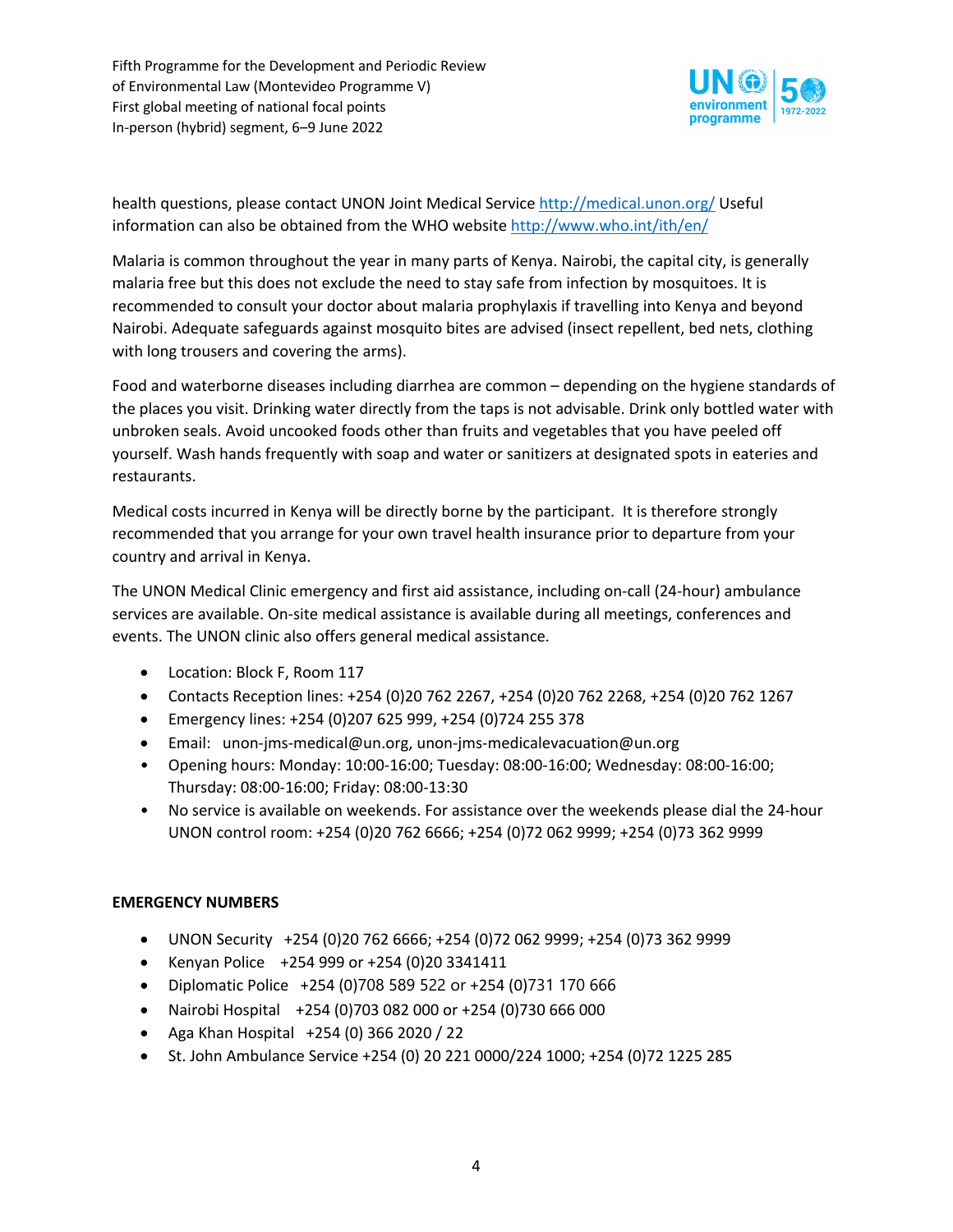health questions, please contact UNON Joint Medical Service http://medical.unon.org/ Useful information can also be obtained from the WHO website http://www.who.int/ith/en/

Malaria is common throughout the year in many parts of Kenya. Nairobi, the capital city, is generally malaria free but this does not exclude the need to stay safe from infection by mosquitoes. It is recommended to consult your doctor about malaria prophylaxis if travelling into Kenya and beyond Nairobi. Adequate safeguards against mosquito bites are advised (insect repellent, bed nets, clothing with long trousers and covering the arms).

Food and waterborne diseases including diarrhea are common – depending on the hygiene standards of the places you visit. Drinking water directly from the taps is not advisable. Drink only bottled water with unbroken seals. Avoid uncooked foods other than fruits and vegetables that you have peeled off yourself. Wash hands frequently with soap and water or sanitizers at designated spots in eateries and restaurants.

Medical costs incurred in Kenya will be directly borne by the participant. It is therefore strongly recommended that you arrange for your own travel health insurance prior to departure from your country and arrival in Kenya.

The UNON Medical Clinic emergency and first aid assistance, including on-call (24-hour) ambulance services are available. On-site medical assistance is available during all meetings, conferences and events. The UNON clinic also offers general medical assistance.

- Location: Block F, Room 117
- Contacts Reception lines: +254 (0)20 762 2267, +254 (0)20 762 2268, +254 (0)20 762 1267
- Emergency lines: +254 (0)207 625 999, +254 (0)724 255 378
- Email: unon-jms-medical@un.org, unon-jms-medicalevacuation@un.org
- Opening hours: Monday: 10:00-16:00; Tuesday: 08:00-16:00; Wednesday: 08:00-16:00; Thursday: 08:00-16:00; Friday: 08:00-13:30
- No service is available on weekends. For assistance over the weekends please dial the 24-hour UNON control room: +254 (0)20 762 6666; +254 (0)72 062 9999; +254 (0)73 362 9999

**EMERGENCY NUMBERS**

- UNON Security +254 (0)20 762 6666; +254 (0)72 062 9999; +254 (0)73 362 9999
- Kenyan Police +254 999 or +254 (0)20 3341411
- Diplomatic Police +254 (0)708 589 522 or +254 (0)731 170 666
- Nairobi Hospital +254 (0)703 082 000 or +254 (0)730 666 000
- Aga Khan Hospital +254 (0) 366 2020 / 22
- St. John Ambulance Service +254 (0) 20 221 0000/224 1000; +254 (0)72 1225 285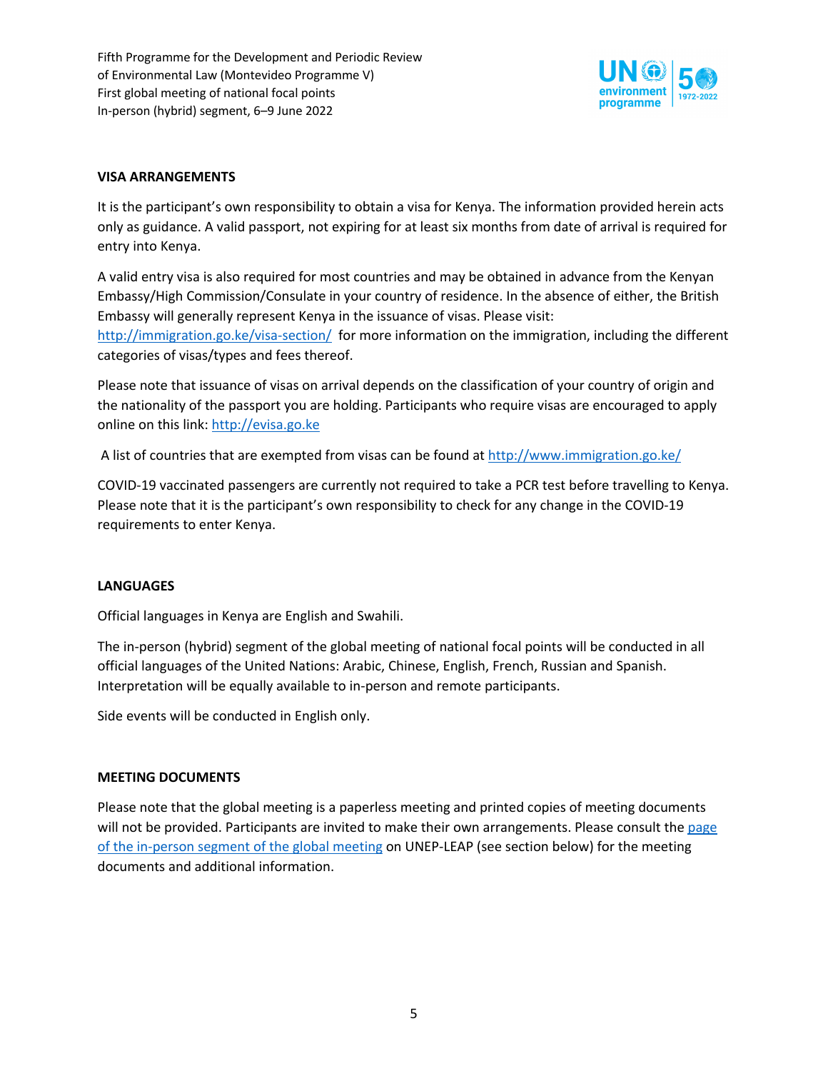## VISA ARRANGEMENTS

It is the participant's own responsibility to obtain a visa for Kenya. The information provided herein acts only as guidance. A valid passport, not expiring for at least six months from date of arrival is required for entry into Kenya.

A valid entry visa is also required for most countries and may be obtained in advance from the Kenyan Embassy/High Commission/Consulate in your country of residence. In the absence of either, the British Embassy will generally represent Kenya in the issuance of visas. Please visit: [http://immigration.go.ke/visa-section/](http://immigration.go.ke/visa-section/) for more information on the immigration, including the different categories of visas/types and fees thereof.

Please note that issuance of visas on arrival depends on the classification of your country of origin and the nationality of the passport you are holding. Participants who require visas are encouraged to apply online on this link: [http://evisa.go.ke](http://evisa.go.ke)

A list of countries that are exempted from visas can be found at [http://www.immigration.go.ke/](http://www.immigration.go.ke/)

COVID-19 vaccinated passengers are currently not required to take a PCR test before travelling to Kenya. Please note that it is the participant's own responsibility to check for any change in the COVID-19 requirements to enter Kenya.

## LANGUAGES

Official languages in Kenya are English and Swahili.

The in-person (hybrid) segment of the global meeting of national focal points will be conducted in all official languages of the United Nations: Arabic, Chinese, English, French, Russian and Spanish. Interpretation will be equally available to in-person and remote participants.

Side events will be conducted in English only.

## MEETING DOCUMENTS

Please note that the global meeting is a paperless meeting and printed copies of meeting documents will not be provided. Participants are invited to make their own arrangements. Please consult the page of the in-person segment of the global meeting on UNEP-LEAP (see section below) for the meeting documents and additional information.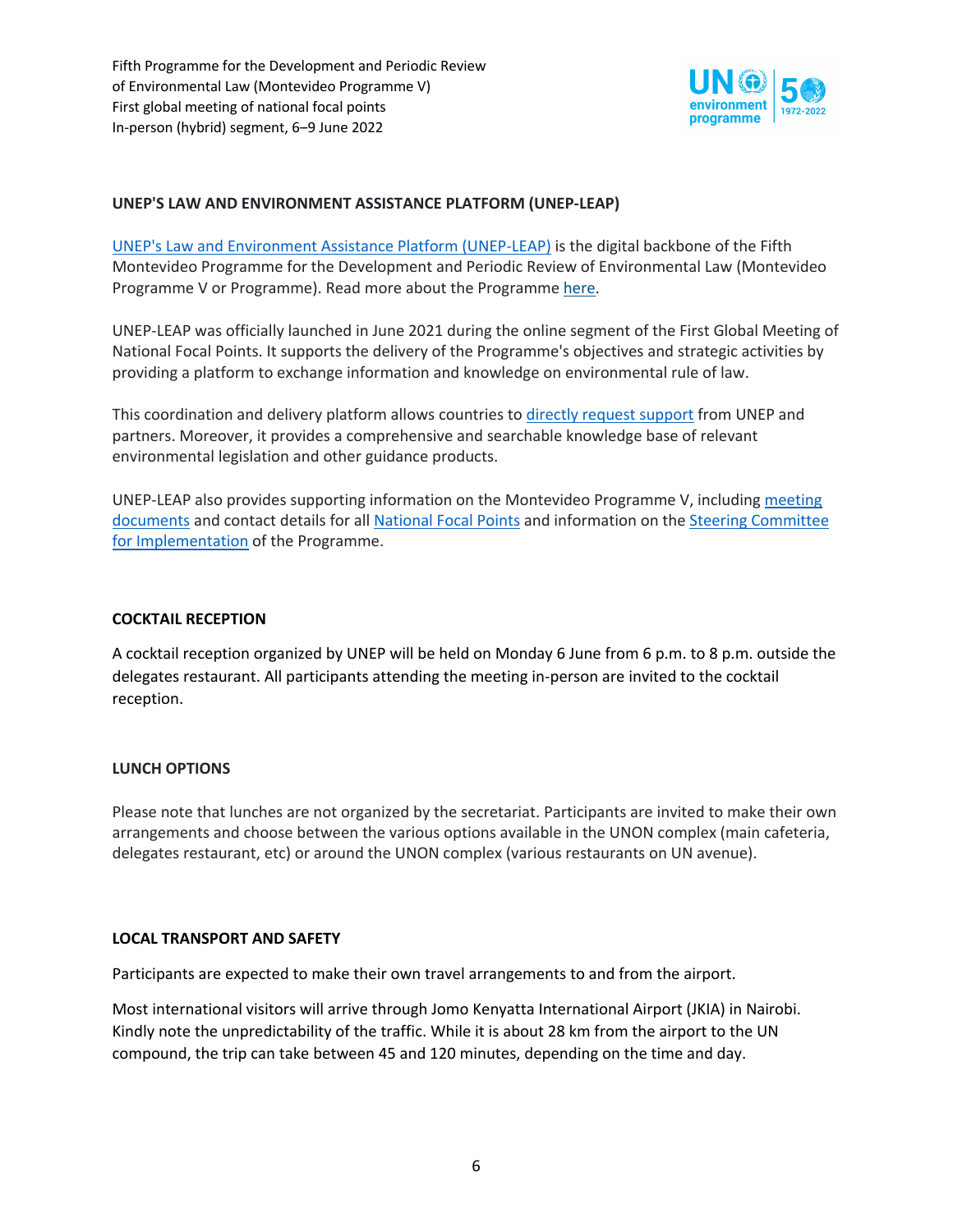## UNEP'S LAW AND ENVIRONMENT ASSISTANCE PLATFORM (UNEP-LEAP)

UNEP's Law and Environment Assistance Platform (UNEP-LEAP) is the digital backbone of the Fifth Montevideo Programme for the Development and Periodic Review of Environmental Law (Montevideo Programme V or Programme). Read more about the Programme here.

UNEP-LEAP was officially launched in June 2021 during the online segment of the First Global Meeting of National Focal Points. It supports the delivery of the Programme's objectives and strategic activities by providing a platform to exchange information and knowledge on environmental rule of law.

This coordination and delivery platform allows countries to directly request support from UNEP and partners. Moreover, it provides a comprehensive and searchable knowledge base of relevant environmental legislation and other guidance products.

UNEP-LEAP also provides supporting information on the Montevideo Programme V, including meeting documents and contact details for all National Focal Points and information on the Steering Committee for Implementation of the Programme.

## COCKTAIL RECEPTION

A cocktail reception organized by UNEP will be held on Monday 6 June from 6 p.m. to 8 p.m. outside the delegates restaurant. All participants attending the meeting in-person are invited to the cocktail reception.

## LUNCH OPTIONS

Please note that lunches are not organized by the secretariat. Participants are invited to make their own arrangements and choose between the various options available in the UNON complex (main cafeteria, delegates restaurant, etc) or around the UNON complex (various restaurants on UN avenue).

## LOCAL TRANSPORT AND SAFETY

Participants are expected to make their own travel arrangements to and from the airport.

Most international visitors will arrive through Jomo Kenyatta International Airport (JKIA) in Nairobi. Kindly note the unpredictability of the traffic. While it is about 28 km from the airport to the UN compound, the trip can take between 45 and 120 minutes, depending on the time and day.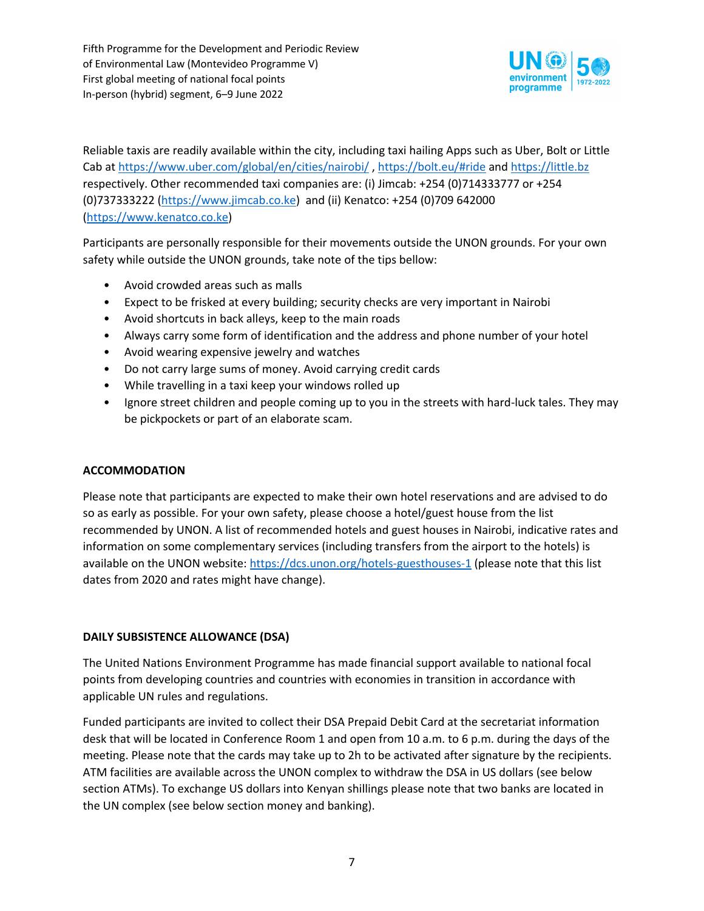Reliable taxis are readily available within the city, including taxi hailing Apps such as Uber, Bolt or Little Cab at https://www.uber.com/global/en/cities/nairobi/ , https://bolt.eu/#ride and https://little.bz respectively. Other recommended taxi companies are: (i) Jimcab: +254 (0)714333777 or +254 (0)737333222 (https://www.jimcab.co.ke) and (ii) Kenatco: +254 (0)709 642000 (https://www.kenatco.co.ke)

Participants are personally responsible for their movements outside the UNON grounds. For your own safety while outside the UNON grounds, take note of the tips bellow:

- Avoid crowded areas such as malls
- Expect to be frisked at every building; security checks are very important in Nairobi
- Avoid shortcuts in back alleys, keep to the main roads
- Always carry some form of identification and the address and phone number of your hotel
- Avoid wearing expensive jewelry and watches
- Do not carry large sums of money. Avoid carrying credit cards
- While travelling in a taxi keep your windows rolled up
- Ignore street children and people coming up to you in the streets with hard-luck tales. They may be pickpockets or part of an elaborate scam.

## ACCOMMODATION

Please note that participants are expected to make their own hotel reservations and are advised to do so as early as possible. For your own safety, please choose a hotel/guest house from the list recommended by UNON. A list of recommended hotels and guest houses in Nairobi, indicative rates and information on some complementary services (including transfers from the airport to the hotels) is available on the UNON website: https://dcs.unon.org/hotels-guesthouses-1 (please note that this list dates from 2020 and rates might have change).

## DAILY SUBSISTENCE ALLOWANCE (DSA)

The United Nations Environment Programme has made financial support available to national focal points from developing countries and countries with economies in transition in accordance with applicable UN rules and regulations.

Funded participants are invited to collect their DSA Prepaid Debit Card at the secretariat information desk that will be located in Conference Room 1 and open from 10 a.m. to 6 p.m. during the days of the meeting. Please note that the cards may take up to 2h to be activated after signature by the recipients. ATM facilities are available across the UNON complex to withdraw the DSA in US dollars (see below section ATMs). To exchange US dollars into Kenyan shillings please note that two banks are located in the UN complex (see below section money and banking).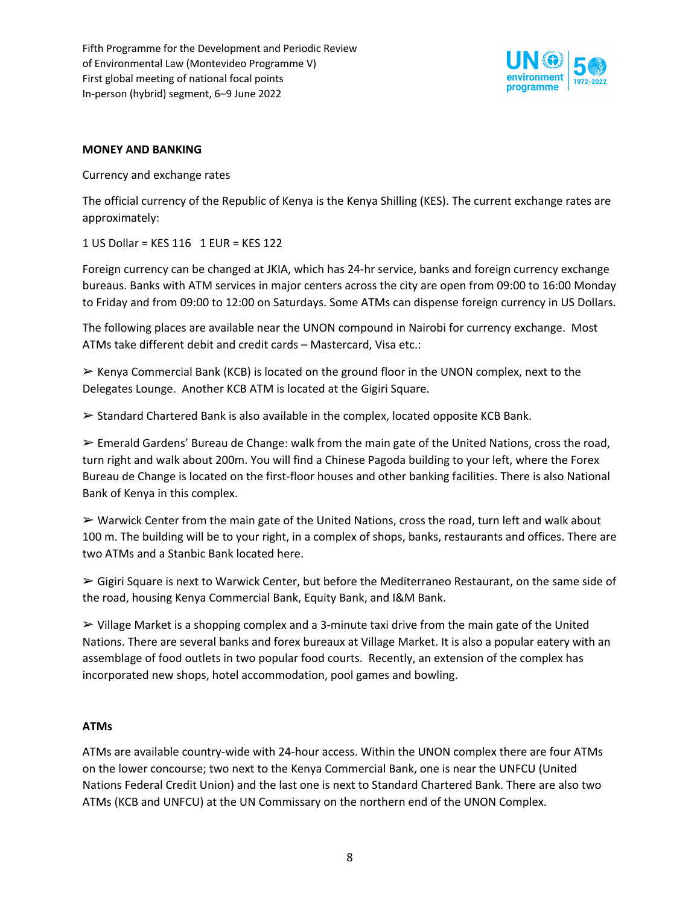## MONEY AND BANKING

Currency and exchange rates

The official currency of the Republic of Kenya is the Kenya Shilling (KES). The current exchange rates are approximately:

1 US Dollar = KES 116   1 EUR = KES 122

Foreign currency can be changed at JKIA, which has 24-hr service, banks and foreign currency exchange bureaus. Banks with ATM services in major centers across the city are open from 09:00 to 16:00 Monday to Friday and from 09:00 to 12:00 on Saturdays. Some ATMs can dispense foreign currency in US Dollars.

The following places are available near the UNON compound in Nairobi for currency exchange. Most ATMs take different debit and credit cards – Mastercard, Visa etc.:

➢ Kenya Commercial Bank (KCB) is located on the ground floor in the UNON complex, next to the Delegates Lounge. Another KCB ATM is located at the Gigiri Square.

➢ Standard Chartered Bank is also available in the complex, located opposite KCB Bank.

➢ Emerald Gardens' Bureau de Change: walk from the main gate of the United Nations, cross the road, turn right and walk about 200m. You will find a Chinese Pagoda building to your left, where the Forex Bureau de Change is located on the first-floor houses and other banking facilities. There is also National Bank of Kenya in this complex.

➢ Warwick Center from the main gate of the United Nations, cross the road, turn left and walk about 100 m. The building will be to your right, in a complex of shops, banks, restaurants and offices. There are two ATMs and a Stanbic Bank located here.

➢ Gigiri Square is next to Warwick Center, but before the Mediterraneo Restaurant, on the same side of the road, housing Kenya Commercial Bank, Equity Bank, and I&M Bank.

➢ Village Market is a shopping complex and a 3-minute taxi drive from the main gate of the United Nations. There are several banks and forex bureaux at Village Market. It is also a popular eatery with an assemblage of food outlets in two popular food courts. Recently, an extension of the complex has incorporated new shops, hotel accommodation, pool games and bowling.

## ATMs

ATMs are available country-wide with 24-hour access. Within the UNON complex there are four ATMs on the lower concourse; two next to the Kenya Commercial Bank, one is near the UNFCU (United Nations Federal Credit Union) and the last one is next to Standard Chartered Bank. There are also two ATMs (KCB and UNFCU) at the UN Commissary on the northern end of the UNON Complex.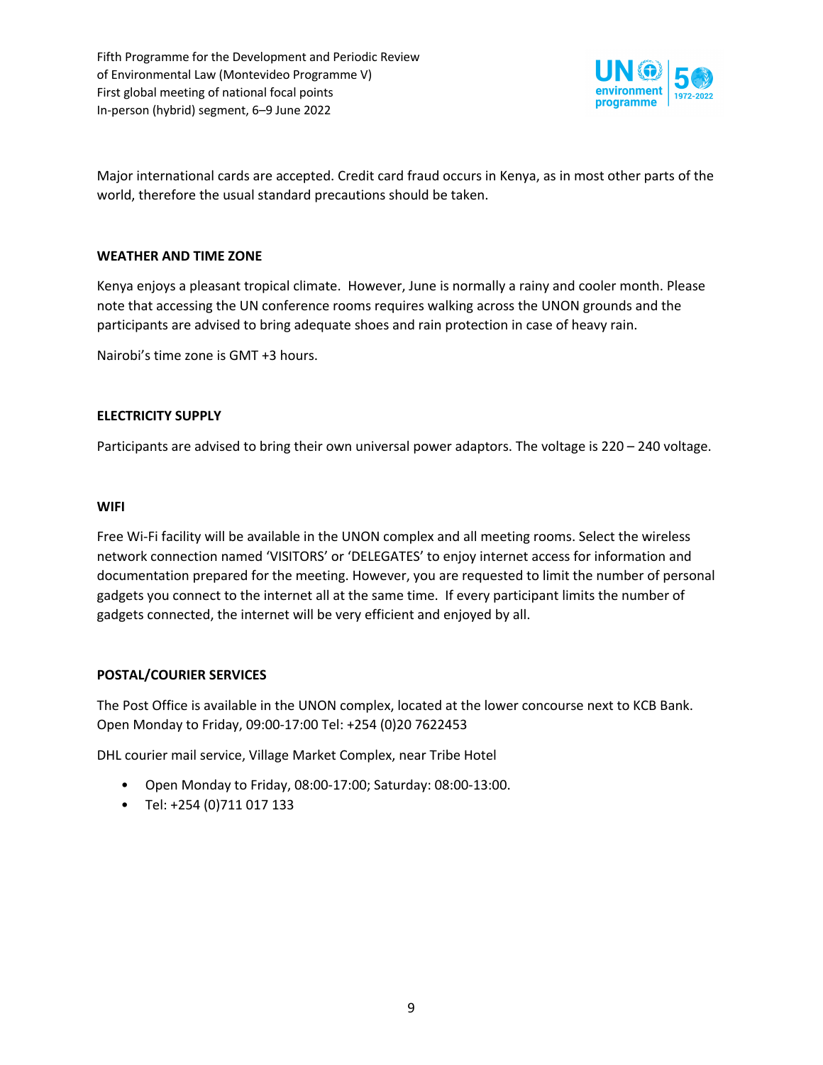Major international cards are accepted. Credit card fraud occurs in Kenya, as in most other parts of the world, therefore the usual standard precautions should be taken.

**WEATHER AND TIME ZONE**

Kenya enjoys a pleasant tropical climate. However, June is normally a rainy and cooler month. Please note that accessing the UN conference rooms requires walking across the UNON grounds and the participants are advised to bring adequate shoes and rain protection in case of heavy rain.

Nairobi's time zone is GMT +3 hours.

**ELECTRICITY SUPPLY**

Participants are advised to bring their own universal power adaptors. The voltage is 220 – 240 voltage.

**WIFI**

Free Wi-Fi facility will be available in the UNON complex and all meeting rooms. Select the wireless network connection named 'VISITORS' or 'DELEGATES' to enjoy internet access for information and documentation prepared for the meeting. However, you are requested to limit the number of personal gadgets you connect to the internet all at the same time. If every participant limits the number of gadgets connected, the internet will be very efficient and enjoyed by all.

**POSTAL/COURIER SERVICES**

The Post Office is available in the UNON complex, located at the lower concourse next to KCB Bank. Open Monday to Friday, 09:00-17:00 Tel: +254 (0)20 7622453

DHL courier mail service, Village Market Complex, near Tribe Hotel

- Open Monday to Friday, 08:00-17:00; Saturday: 08:00-13:00.
- Tel: +254 (0)711 017 133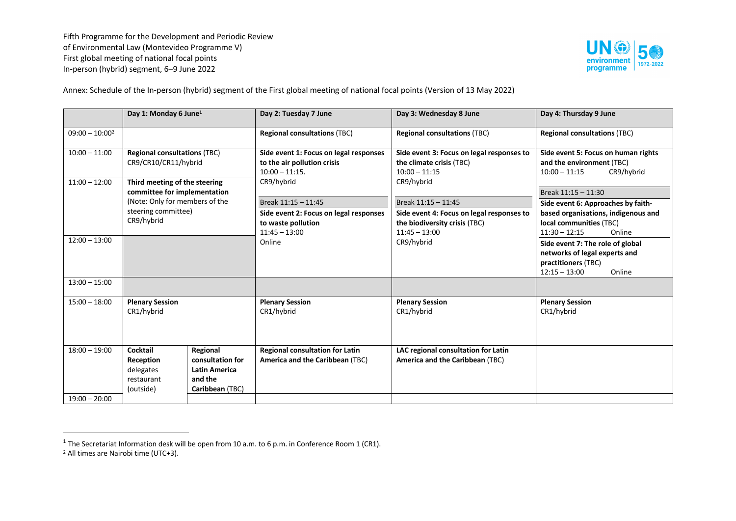Fifth Programme for the Development and Periodic Review
of Environmental Law (Montevideo Programme V)
First global meeting of national focal points
In-person (hybrid) segment, 6–9 June 2022

Annex: Schedule of the In-person (hybrid) segment of the First global meeting of national focal points (Version of 13 May 2022)

| | Day 1: Monday 6 June[1] | | Day 2: Tuesday 7 June | Day 3: Wednesday 8 June | Day 4: Thursday 9 June |
|---|---|---|---|---|---|
| 09:00 – 10:00[2] | | | **Regional consultations** (TBC) | **Regional consultations** (TBC) | **Regional consultations** (TBC) |
| 10:00 – 11:00 | **Regional consultations** (TBC) CR9/CR10/CR11/hybrid | | **Side event 1: Focus on legal responses to the air pollution crisis** 10:00 – 11:15. CR9/hybrid | **Side event 3: Focus on legal responses to the climate crisis** (TBC) 10:00 – 11:15 CR9/hybrid | **Side event 5: Focus on human rights and the environment** (TBC) 10:00 – 11:15 CR9/hybrid |
| 11:00 – 12:00 | **Third meeting of the steering committee for implementation** (Note: Only for members of the steering committee) CR9/hybrid | | Break 11:15 – 11:45<br>**Side event 2: Focus on legal responses to waste pollution** 11:45 – 13:00 Online | Break 11:15 – 11:45<br>**Side event 4: Focus on legal responses to the biodiversity crisis** (TBC) 11:45 – 13:00 CR9/hybrid | Break 11:15 – 11:30<br>**Side event 6: Approaches by faith-based organisations, indigenous and local communities** (TBC) 11:30 – 12:15 Online |
| 12:00 – 13:00 | | | | | **Side event 7: The role of global networks of legal experts and practitioners** (TBC) 12:15 – 13:00 Online |
| 13:00 – 15:00 | | | | | |
| 15:00 – 18:00 | **Plenary Session** CR1/hybrid | | **Plenary Session** CR1/hybrid | **Plenary Session** CR1/hybrid | **Plenary Session** CR1/hybrid |
| 18:00 – 19:00 | **Cocktail Reception** delegates restaurant (outside) | **Regional consultation for Latin America and the Caribbean** (TBC) | **Regional consultation for Latin America and the Caribbean** (TBC) | **LAC regional consultation for Latin America and the Caribbean** (TBC) | |
| 19:00 – 20:00 | | | | | |

[1] The Secretariat Information desk will be open from 10 a.m. to 6 p.m. in Conference Room 1 (CR1).

[2] All times are Nairobi time (UTC+3).